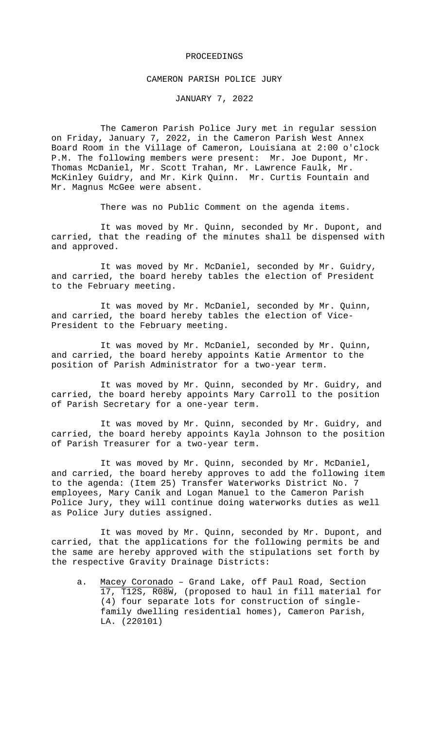# PROCEEDINGS

## CAMERON PARISH POLICE JURY

## JANUARY 7, 2022

The Cameron Parish Police Jury met in regular session on Friday, January 7, 2022, in the Cameron Parish West Annex Board Room in the Village of Cameron, Louisiana at 2:00 o'clock P.M. The following members were present: Mr. Joe Dupont, Mr. Thomas McDaniel, Mr. Scott Trahan, Mr. Lawrence Faulk, Mr. McKinley Guidry, and Mr. Kirk Quinn. Mr. Curtis Fountain and Mr. Magnus McGee were absent.

There was no Public Comment on the agenda items.

It was moved by Mr. Quinn, seconded by Mr. Dupont, and carried, that the reading of the minutes shall be dispensed with and approved.

It was moved by Mr. McDaniel, seconded by Mr. Guidry, and carried, the board hereby tables the election of President to the February meeting.

It was moved by Mr. McDaniel, seconded by Mr. Quinn, and carried, the board hereby tables the election of Vice-President to the February meeting.

It was moved by Mr. McDaniel, seconded by Mr. Quinn, and carried, the board hereby appoints Katie Armentor to the position of Parish Administrator for a two-year term.

It was moved by Mr. Quinn, seconded by Mr. Guidry, and carried, the board hereby appoints Mary Carroll to the position of Parish Secretary for a one-year term.

It was moved by Mr. Quinn, seconded by Mr. Guidry, and carried, the board hereby appoints Kayla Johnson to the position of Parish Treasurer for a two-year term.

It was moved by Mr. Quinn, seconded by Mr. McDaniel, and carried, the board hereby approves to add the following item to the agenda: (Item 25) Transfer Waterworks District No. 7 employees, Mary Canik and Logan Manuel to the Cameron Parish Police Jury, they will continue doing waterworks duties as well as Police Jury duties assigned.

It was moved by Mr. Quinn, seconded by Mr. Dupont, and carried, that the applications for the following permits be and the same are hereby approved with the stipulations set forth by the respective Gravity Drainage Districts:

a. Macey Coronado – Grand Lake, off Paul Road, Section 17, T12S, R08W, (proposed to haul in fill material for (4) four separate lots for construction of single-family dwelling residential homes), Cameron Parish, LA. (220101)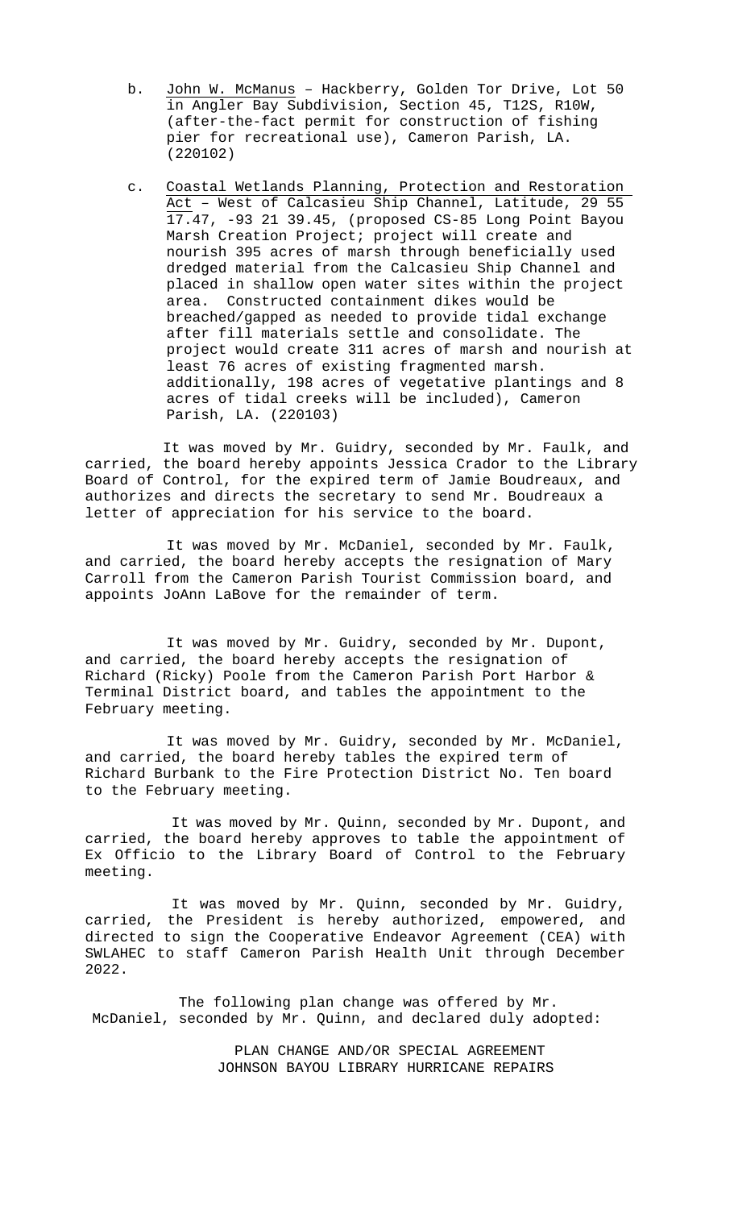b. <u>John W. McManus</u> – Hackberry, Golden Tor Drive, Lot 50 in Angler Bay Subdivision, Section 45, T12S, R10W, (after-the-fact permit for construction of fishing pier for recreational use), Cameron Parish, LA. (220102)

c. <u>Coastal Wetlands Planning, Protection and Restoration Act</u> – West of Calcasieu Ship Channel, Latitude, 29 55 17.47, -93 21 39.45, (proposed CS-85 Long Point Bayou Marsh Creation Project; project will create and nourish 395 acres of marsh through beneficially used dredged material from the Calcasieu Ship Channel and placed in shallow open water sites within the project area. Constructed containment dikes would be breached/gapped as needed to provide tidal exchange after fill materials settle and consolidate. The project would create 311 acres of marsh and nourish at least 76 acres of existing fragmented marsh. additionally, 198 acres of vegetative plantings and 8 acres of tidal creeks will be included), Cameron Parish, LA. (220103)

It was moved by Mr. Guidry, seconded by Mr. Faulk, and carried, the board hereby appoints Jessica Crador to the Library Board of Control, for the expired term of Jamie Boudreaux, and authorizes and directs the secretary to send Mr. Boudreaux a letter of appreciation for his service to the board.

It was moved by Mr. McDaniel, seconded by Mr. Faulk, and carried, the board hereby accepts the resignation of Mary Carroll from the Cameron Parish Tourist Commission board, and appoints JoAnn LaBove for the remainder of term.

It was moved by Mr. Guidry, seconded by Mr. Dupont, and carried, the board hereby accepts the resignation of Richard (Ricky) Poole from the Cameron Parish Port Harbor & Terminal District board, and tables the appointment to the February meeting.

It was moved by Mr. Guidry, seconded by Mr. McDaniel, and carried, the board hereby tables the expired term of Richard Burbank to the Fire Protection District No. Ten board to the February meeting.

It was moved by Mr. Quinn, seconded by Mr. Dupont, and carried, the board hereby approves to table the appointment of Ex Officio to the Library Board of Control to the February meeting.

It was moved by Mr. Quinn, seconded by Mr. Guidry, carried, the President is hereby authorized, empowered, and directed to sign the Cooperative Endeavor Agreement (CEA) with SWLAHEC to staff Cameron Parish Health Unit through December 2022.

The following plan change was offered by Mr. McDaniel, seconded by Mr. Quinn, and declared duly adopted:

PLAN CHANGE AND/OR SPECIAL AGREEMENT
JOHNSON BAYOU LIBRARY HURRICANE REPAIRS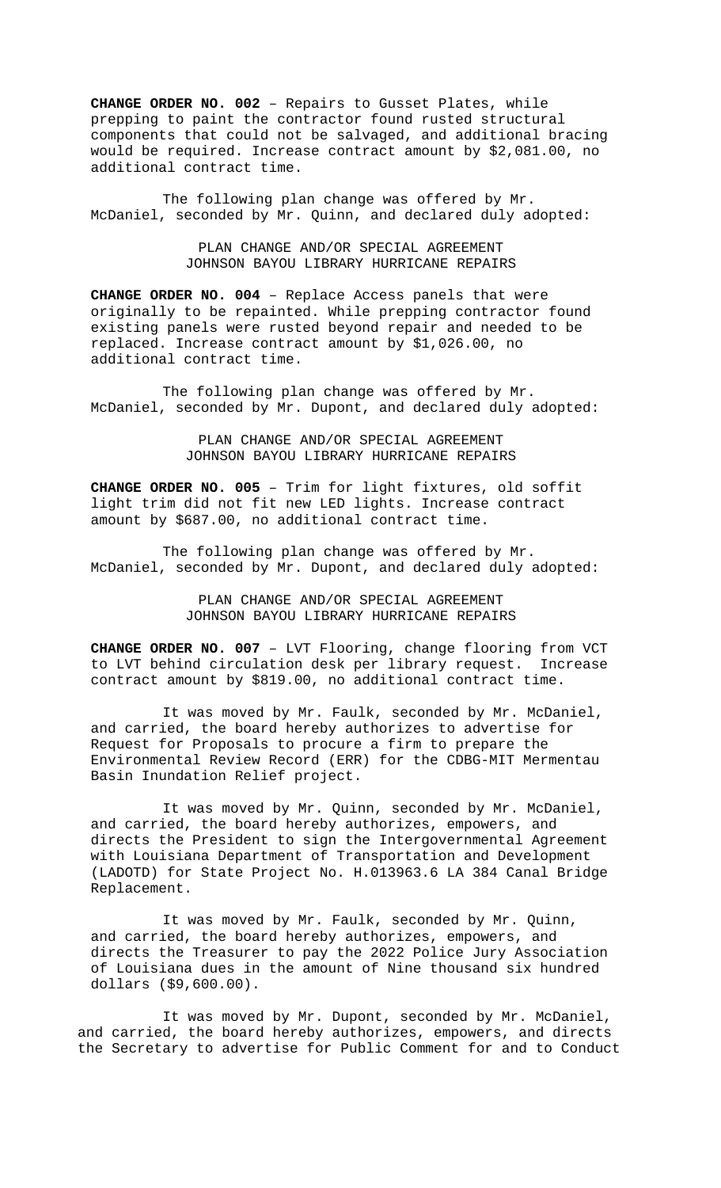**CHANGE ORDER NO. 002** – Repairs to Gusset Plates, while prepping to paint the contractor found rusted structural components that could not be salvaged, and additional bracing would be required. Increase contract amount by $2,081.00, no additional contract time.

The following plan change was offered by Mr. McDaniel, seconded by Mr. Quinn, and declared duly adopted:

PLAN CHANGE AND/OR SPECIAL AGREEMENT
JOHNSON BAYOU LIBRARY HURRICANE REPAIRS

**CHANGE ORDER NO. 004** – Replace Access panels that were originally to be repainted. While prepping contractor found existing panels were rusted beyond repair and needed to be replaced. Increase contract amount by $1,026.00, no additional contract time.

The following plan change was offered by Mr. McDaniel, seconded by Mr. Dupont, and declared duly adopted:

PLAN CHANGE AND/OR SPECIAL AGREEMENT
JOHNSON BAYOU LIBRARY HURRICANE REPAIRS

**CHANGE ORDER NO. 005** – Trim for light fixtures, old soffit light trim did not fit new LED lights. Increase contract amount by $687.00, no additional contract time.

The following plan change was offered by Mr. McDaniel, seconded by Mr. Dupont, and declared duly adopted:

PLAN CHANGE AND/OR SPECIAL AGREEMENT
JOHNSON BAYOU LIBRARY HURRICANE REPAIRS

**CHANGE ORDER NO. 007** – LVT Flooring, change flooring from VCT to LVT behind circulation desk per library request. Increase contract amount by $819.00, no additional contract time.

It was moved by Mr. Faulk, seconded by Mr. McDaniel, and carried, the board hereby authorizes to advertise for Request for Proposals to procure a firm to prepare the Environmental Review Record (ERR) for the CDBG-MIT Mermentau Basin Inundation Relief project.

It was moved by Mr. Quinn, seconded by Mr. McDaniel, and carried, the board hereby authorizes, empowers, and directs the President to sign the Intergovernmental Agreement with Louisiana Department of Transportation and Development (LADOTD) for State Project No. H.013963.6 LA 384 Canal Bridge Replacement.

It was moved by Mr. Faulk, seconded by Mr. Quinn, and carried, the board hereby authorizes, empowers, and directs the Treasurer to pay the 2022 Police Jury Association of Louisiana dues in the amount of Nine thousand six hundred dollars ($9,600.00).

It was moved by Mr. Dupont, seconded by Mr. McDaniel, and carried, the board hereby authorizes, empowers, and directs the Secretary to advertise for Public Comment for and to Conduct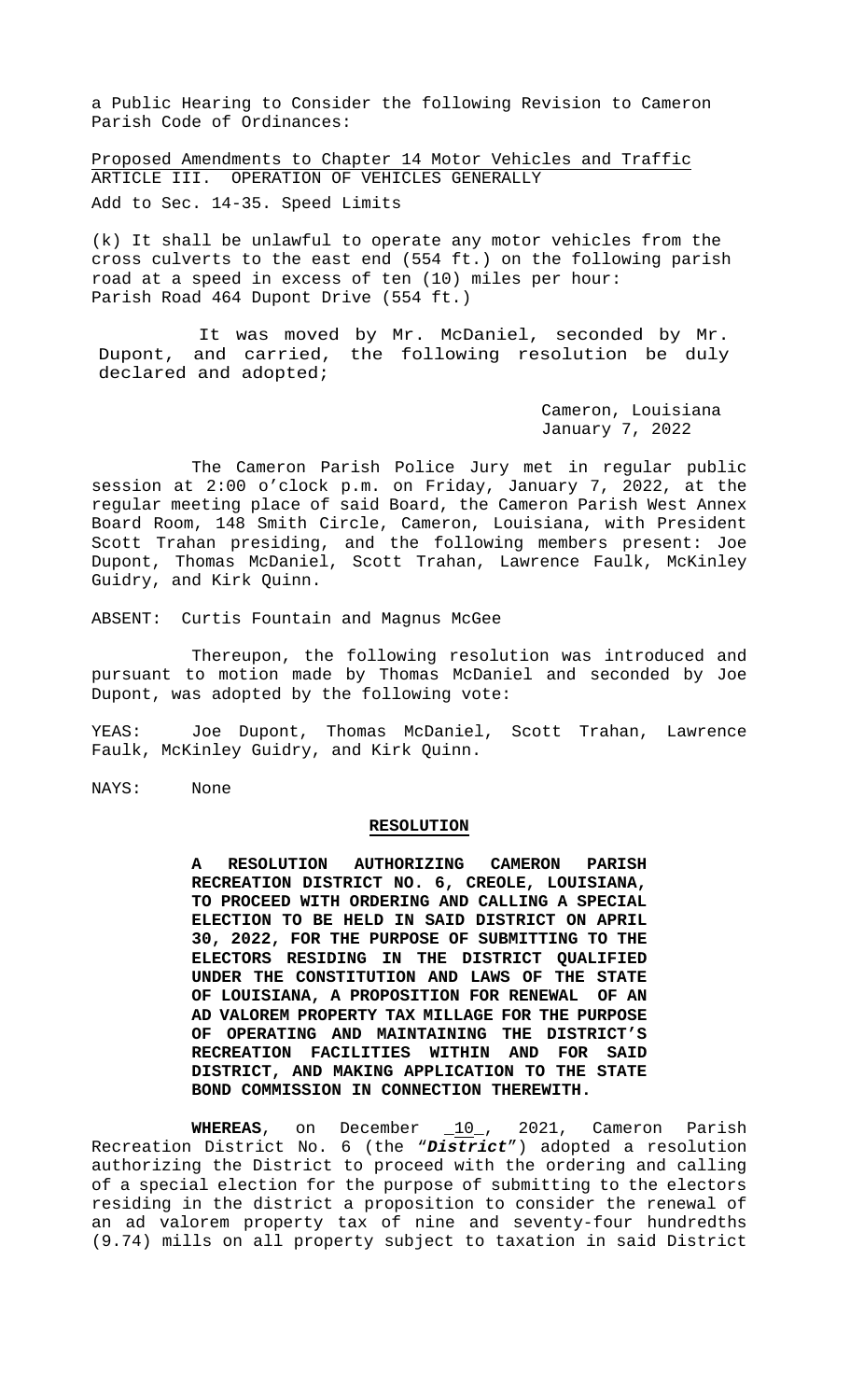a Public Hearing to Consider the following Revision to Cameron Parish Code of Ordinances:

Proposed Amendments to Chapter 14 Motor Vehicles and Traffic
ARTICLE III. OPERATION OF VEHICLES GENERALLY
Add to Sec. 14-35. Speed Limits

(k) It shall be unlawful to operate any motor vehicles from the cross culverts to the east end (554 ft.) on the following parish road at a speed in excess of ten (10) miles per hour:
Parish Road 464 Dupont Drive (554 ft.)

It was moved by Mr. McDaniel, seconded by Mr. Dupont, and carried, the following resolution be duly declared and adopted;

Cameron, Louisiana
January 7, 2022

The Cameron Parish Police Jury met in regular public session at 2:00 o'clock p.m. on Friday, January 7, 2022, at the regular meeting place of said Board, the Cameron Parish West Annex Board Room, 148 Smith Circle, Cameron, Louisiana, with President Scott Trahan presiding, and the following members present: Joe Dupont, Thomas McDaniel, Scott Trahan, Lawrence Faulk, McKinley Guidry, and Kirk Quinn.

ABSENT: Curtis Fountain and Magnus McGee

Thereupon, the following resolution was introduced and pursuant to motion made by Thomas McDaniel and seconded by Joe Dupont, was adopted by the following vote:

YEAS: Joe Dupont, Thomas McDaniel, Scott Trahan, Lawrence Faulk, McKinley Guidry, and Kirk Quinn.

NAYS: None

**RESOLUTION**

**A RESOLUTION AUTHORIZING CAMERON PARISH RECREATION DISTRICT NO. 6, CREOLE, LOUISIANA, TO PROCEED WITH ORDERING AND CALLING A SPECIAL ELECTION TO BE HELD IN SAID DISTRICT ON APRIL 30, 2022, FOR THE PURPOSE OF SUBMITTING TO THE ELECTORS RESIDING IN THE DISTRICT QUALIFIED UNDER THE CONSTITUTION AND LAWS OF THE STATE OF LOUISIANA, A PROPOSITION FOR RENEWAL OF AN AD VALOREM PROPERTY TAX MILLAGE FOR THE PURPOSE OF OPERATING AND MAINTAINING THE DISTRICT'S RECREATION FACILITIES WITHIN AND FOR SAID DISTRICT, AND MAKING APPLICATION TO THE STATE BOND COMMISSION IN CONNECTION THEREWITH.**

**WHEREAS**, on December _10_, 2021, Cameron Parish Recreation District No. 6 (the "***District***") adopted a resolution authorizing the District to proceed with the ordering and calling of a special election for the purpose of submitting to the electors residing in the district a proposition to consider the renewal of an ad valorem property tax of nine and seventy-four hundredths (9.74) mills on all property subject to taxation in said District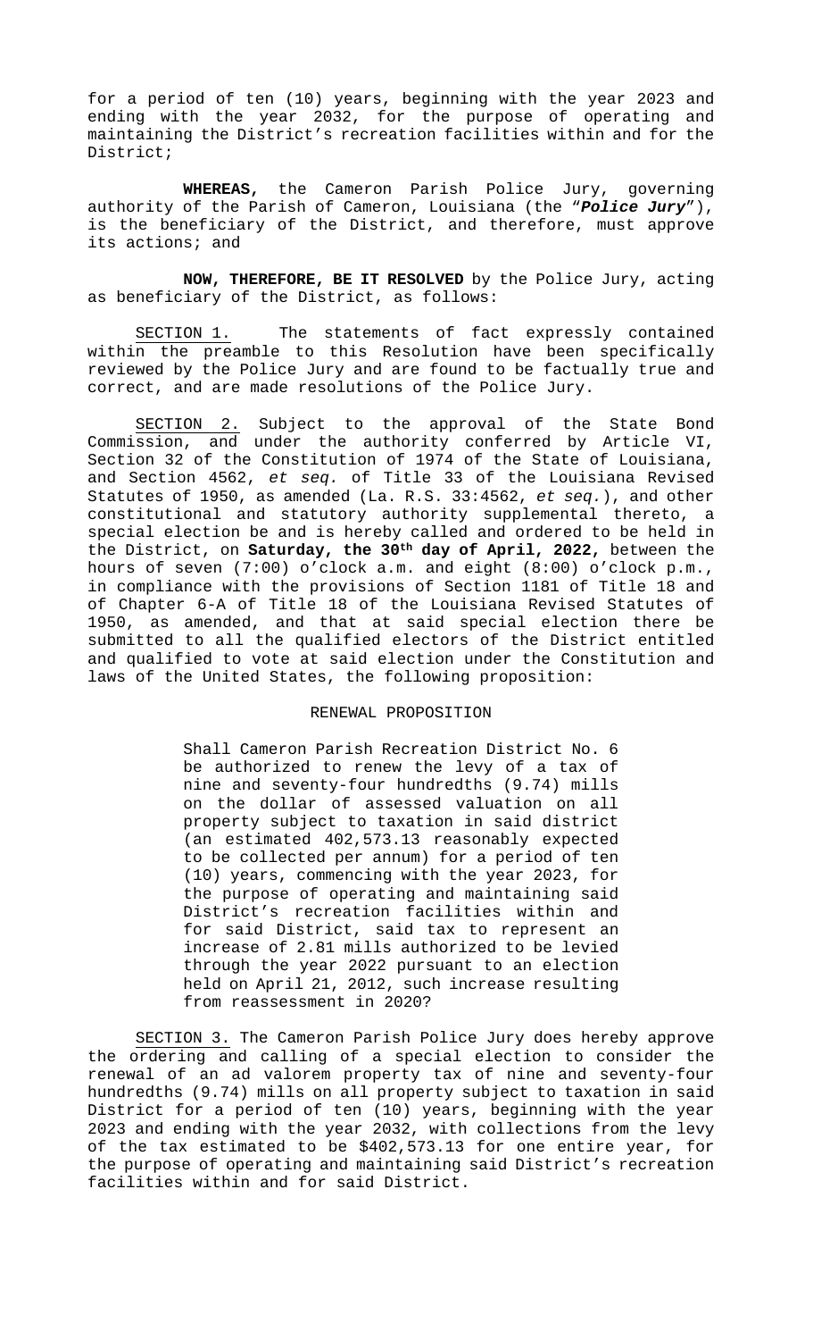for a period of ten (10) years, beginning with the year 2023 and ending with the year 2032, for the purpose of operating and maintaining the District's recreation facilities within and for the District;

**WHEREAS,** the Cameron Parish Police Jury, governing authority of the Parish of Cameron, Louisiana (the "***Police Jury***"), is the beneficiary of the District, and therefore, must approve its actions; and

**NOW, THEREFORE, BE IT RESOLVED** by the Police Jury, acting as beneficiary of the District, as follows:

SECTION 1. The statements of fact expressly contained within the preamble to this Resolution have been specifically reviewed by the Police Jury and are found to be factually true and correct, and are made resolutions of the Police Jury.

SECTION 2. Subject to the approval of the State Bond Commission, and under the authority conferred by Article VI, Section 32 of the Constitution of 1974 of the State of Louisiana, and Section 4562, *et seq.* of Title 33 of the Louisiana Revised Statutes of 1950, as amended (La. R.S. 33:4562, *et seq.*), and other constitutional and statutory authority supplemental thereto, a special election be and is hereby called and ordered to be held in the District, on **Saturday, the 30th day of April, 2022,** between the hours of seven (7:00) o'clock a.m. and eight (8:00) o'clock p.m., in compliance with the provisions of Section 1181 of Title 18 and of Chapter 6-A of Title 18 of the Louisiana Revised Statutes of 1950, as amended, and that at said special election there be submitted to all the qualified electors of the District entitled and qualified to vote at said election under the Constitution and laws of the United States, the following proposition:

RENEWAL PROPOSITION

> Shall Cameron Parish Recreation District No. 6 be authorized to renew the levy of a tax of nine and seventy-four hundredths (9.74) mills on the dollar of assessed valuation on all property subject to taxation in said district (an estimated 402,573.13 reasonably expected to be collected per annum) for a period of ten (10) years, commencing with the year 2023, for the purpose of operating and maintaining said District's recreation facilities within and for said District, said tax to represent an increase of 2.81 mills authorized to be levied through the year 2022 pursuant to an election held on April 21, 2012, such increase resulting from reassessment in 2020?

SECTION 3. The Cameron Parish Police Jury does hereby approve the ordering and calling of a special election to consider the renewal of an ad valorem property tax of nine and seventy-four hundredths (9.74) mills on all property subject to taxation in said District for a period of ten (10) years, beginning with the year 2023 and ending with the year 2032, with collections from the levy of the tax estimated to be $402,573.13 for one entire year, for the purpose of operating and maintaining said District's recreation facilities within and for said District.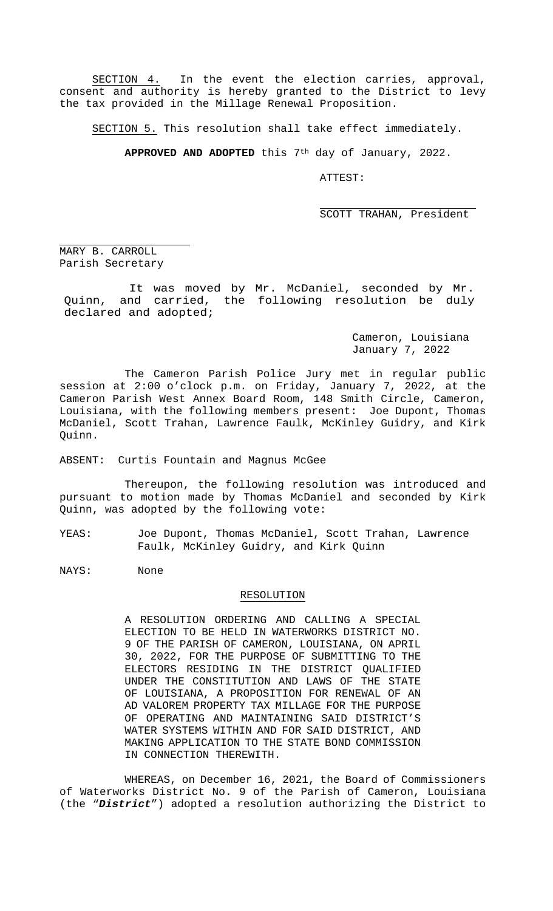SECTION 4. In the event the election carries, approval, consent and authority is hereby granted to the District to levy the tax provided in the Millage Renewal Proposition.

SECTION 5. This resolution shall take effect immediately.

**APPROVED AND ADOPTED** this 7th day of January, 2022.

ATTEST:

SCOTT TRAHAN, President

MARY B. CARROLL
Parish Secretary

It was moved by Mr. McDaniel, seconded by Mr. Quinn, and carried, the following resolution be duly declared and adopted;

Cameron, Louisiana
January 7, 2022

The Cameron Parish Police Jury met in regular public session at 2:00 o'clock p.m. on Friday, January 7, 2022, at the Cameron Parish West Annex Board Room, 148 Smith Circle, Cameron, Louisiana, with the following members present: Joe Dupont, Thomas McDaniel, Scott Trahan, Lawrence Faulk, McKinley Guidry, and Kirk Quinn.

ABSENT: Curtis Fountain and Magnus McGee

Thereupon, the following resolution was introduced and pursuant to motion made by Thomas McDaniel and seconded by Kirk Quinn, was adopted by the following vote:

YEAS: Joe Dupont, Thomas McDaniel, Scott Trahan, Lawrence Faulk, McKinley Guidry, and Kirk Quinn

NAYS: None

RESOLUTION

A RESOLUTION ORDERING AND CALLING A SPECIAL ELECTION TO BE HELD IN WATERWORKS DISTRICT NO. 9 OF THE PARISH OF CAMERON, LOUISIANA, ON APRIL 30, 2022, FOR THE PURPOSE OF SUBMITTING TO THE ELECTORS RESIDING IN THE DISTRICT QUALIFIED UNDER THE CONSTITUTION AND LAWS OF THE STATE OF LOUISIANA, A PROPOSITION FOR RENEWAL OF AN AD VALOREM PROPERTY TAX MILLAGE FOR THE PURPOSE OF OPERATING AND MAINTAINING SAID DISTRICT'S WATER SYSTEMS WITHIN AND FOR SAID DISTRICT, AND MAKING APPLICATION TO THE STATE BOND COMMISSION IN CONNECTION THEREWITH.

WHEREAS, on December 16, 2021, the Board of Commissioners of Waterworks District No. 9 of the Parish of Cameron, Louisiana (the "***District***") adopted a resolution authorizing the District to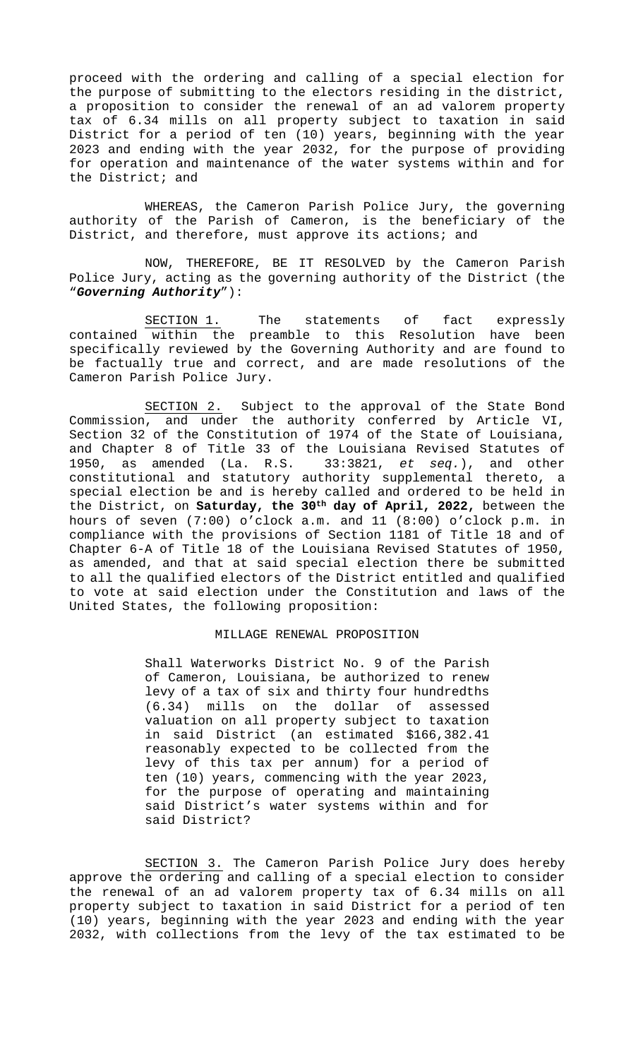proceed with the ordering and calling of a special election for the purpose of submitting to the electors residing in the district, a proposition to consider the renewal of an ad valorem property tax of 6.34 mills on all property subject to taxation in said District for a period of ten (10) years, beginning with the year 2023 and ending with the year 2032, for the purpose of providing for operation and maintenance of the water systems within and for the District; and

WHEREAS, the Cameron Parish Police Jury, the governing authority of the Parish of Cameron, is the beneficiary of the District, and therefore, must approve its actions; and

NOW, THEREFORE, BE IT RESOLVED by the Cameron Parish Police Jury, acting as the governing authority of the District (the "***Governing Authority***"):

SECTION 1. The statements of fact expressly contained within the preamble to this Resolution have been specifically reviewed by the Governing Authority and are found to be factually true and correct, and are made resolutions of the Cameron Parish Police Jury.

SECTION 2. Subject to the approval of the State Bond Commission, and under the authority conferred by Article VI, Section 32 of the Constitution of 1974 of the State of Louisiana, and Chapter 8 of Title 33 of the Louisiana Revised Statutes of 1950, as amended (La. R.S. 33:3821, *et seq.*), and other constitutional and statutory authority supplemental thereto, a special election be and is hereby called and ordered to be held in the District, on **Saturday, the 30th day of April, 2022,** between the hours of seven (7:00) o'clock a.m. and 11 (8:00) o'clock p.m. in compliance with the provisions of Section 1181 of Title 18 and of Chapter 6-A of Title 18 of the Louisiana Revised Statutes of 1950, as amended, and that at said special election there be submitted to all the qualified electors of the District entitled and qualified to vote at said election under the Constitution and laws of the United States, the following proposition:

MILLAGE RENEWAL PROPOSITION

> Shall Waterworks District No. 9 of the Parish of Cameron, Louisiana, be authorized to renew levy of a tax of six and thirty four hundredths (6.34) mills on the dollar of assessed valuation on all property subject to taxation in said District (an estimated $166,382.41 reasonably expected to be collected from the levy of this tax per annum) for a period of ten (10) years, commencing with the year 2023, for the purpose of operating and maintaining said District's water systems within and for said District?

SECTION 3. The Cameron Parish Police Jury does hereby approve the ordering and calling of a special election to consider the renewal of an ad valorem property tax of 6.34 mills on all property subject to taxation in said District for a period of ten (10) years, beginning with the year 2023 and ending with the year 2032, with collections from the levy of the tax estimated to be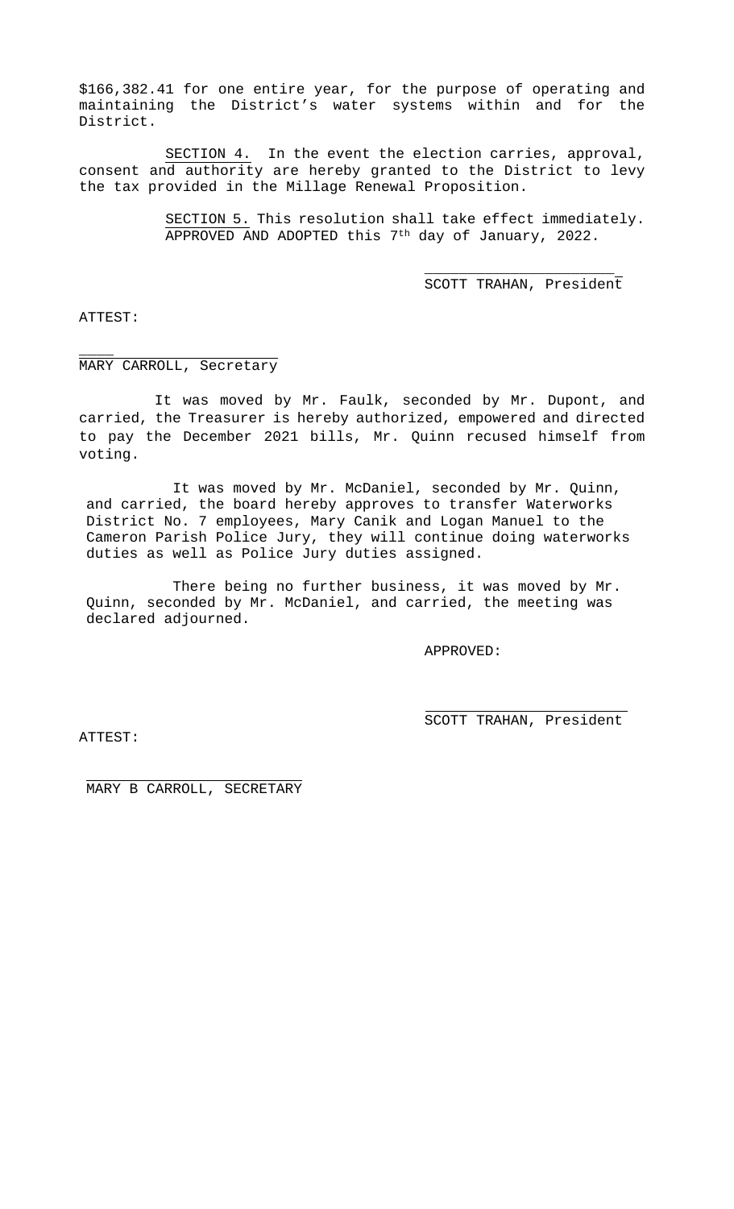$166,382.41 for one entire year, for the purpose of operating and maintaining the District's water systems within and for the District.

SECTION 4. In the event the election carries, approval, consent and authority are hereby granted to the District to levy the tax provided in the Millage Renewal Proposition.

SECTION 5. This resolution shall take effect immediately. APPROVED AND ADOPTED this 7th day of January, 2022.

\_\_\_\_\_\_\_\_\_\_\_\_\_\_\_\_\_\_\_\_\_\_\_\_

SCOTT TRAHAN, President

ATTEST:

\_\_\_\_\_\_\_\_\_\_\_\_\_\_\_\_\_\_\_\_\_\_\_\_

MARY CARROLL, Secretary

It was moved by Mr. Faulk, seconded by Mr. Dupont, and carried, the Treasurer is hereby authorized, empowered and directed to pay the December 2021 bills, Mr. Quinn recused himself from voting.

It was moved by Mr. McDaniel, seconded by Mr. Quinn, and carried, the board hereby approves to transfer Waterworks District No. 7 employees, Mary Canik and Logan Manuel to the Cameron Parish Police Jury, they will continue doing waterworks duties as well as Police Jury duties assigned.

There being no further business, it was moved by Mr. Quinn, seconded by Mr. McDaniel, and carried, the meeting was declared adjourned.

APPROVED:

\_\_\_\_\_\_\_\_\_\_\_\_\_\_\_\_\_\_\_\_\_\_\_\_

SCOTT TRAHAN, President

ATTEST:

\_\_\_\_\_\_\_\_\_\_\_\_\_\_\_\_\_\_\_\_\_\_\_\_

MARY B CARROLL, SECRETARY